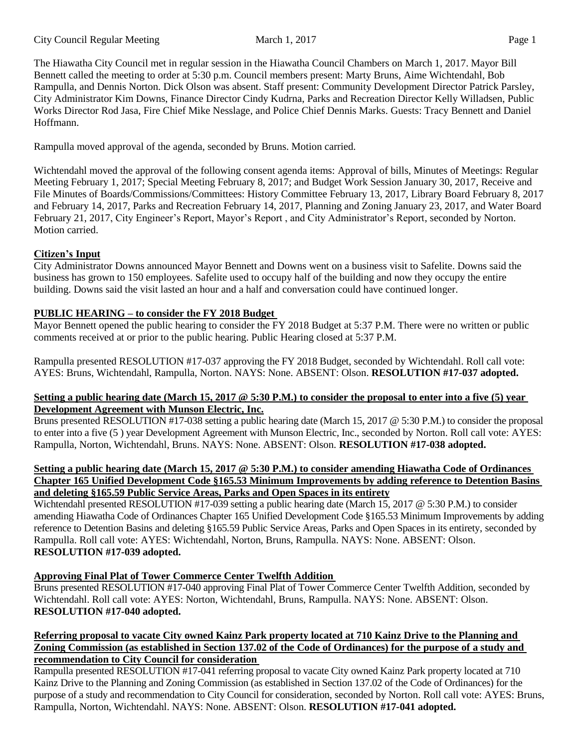The Hiawatha City Council met in regular session in the Hiawatha Council Chambers on March 1, 2017. Mayor Bill Bennett called the meeting to order at 5:30 p.m. Council members present: Marty Bruns, Aime Wichtendahl, Bob Rampulla, and Dennis Norton. Dick Olson was absent. Staff present: Community Development Director Patrick Parsley, City Administrator Kim Downs, Finance Director Cindy Kudrna, Parks and Recreation Director Kelly Willadsen, Public Works Director Rod Jasa, Fire Chief Mike Nesslage, and Police Chief Dennis Marks. Guests: Tracy Bennett and Daniel Hoffmann.

Rampulla moved approval of the agenda, seconded by Bruns. Motion carried.

Wichtendahl moved the approval of the following consent agenda items: Approval of bills, Minutes of Meetings: Regular Meeting February 1, 2017; Special Meeting February 8, 2017; and Budget Work Session January 30, 2017, Receive and File Minutes of Boards/Commissions/Committees: History Committee February 13, 2017, Library Board February 8, 2017 and February 14, 2017, Parks and Recreation February 14, 2017, Planning and Zoning January 23, 2017, and Water Board February 21, 2017, City Engineer's Report, Mayor's Report , and City Administrator's Report, seconded by Norton. Motion carried.

**Citizen's Input**

City Administrator Downs announced Mayor Bennett and Downs went on a business visit to Safelite. Downs said the business has grown to 150 employees. Safelite used to occupy half of the building and now they occupy the entire building. Downs said the visit lasted an hour and a half and conversation could have continued longer.

**PUBLIC HEARING – to consider the FY 2018 Budget**

Mayor Bennett opened the public hearing to consider the FY 2018 Budget at 5:37 P.M. There were no written or public comments received at or prior to the public hearing. Public Hearing closed at 5:37 P.M.

Rampulla presented RESOLUTION #17-037 approving the FY 2018 Budget, seconded by Wichtendahl. Roll call vote: AYES: Bruns, Wichtendahl, Rampulla, Norton. NAYS: None. ABSENT: Olson. **RESOLUTION #17-037 adopted.**

**Setting a public hearing date (March 15, 2017 @ 5:30 P.M.) to consider the proposal to enter into a five (5) year Development Agreement with Munson Electric, Inc.**

Bruns presented RESOLUTION #17-038 setting a public hearing date (March 15, 2017 @ 5:30 P.M.) to consider the proposal to enter into a five (5 ) year Development Agreement with Munson Electric, Inc., seconded by Norton. Roll call vote: AYES: Rampulla, Norton, Wichtendahl, Bruns. NAYS: None. ABSENT: Olson. **RESOLUTION #17-038 adopted.**

**Setting a public hearing date (March 15, 2017 @ 5:30 P.M.) to consider amending Hiawatha Code of Ordinances Chapter 165 Unified Development Code §165.53 Minimum Improvements by adding reference to Detention Basins and deleting §165.59 Public Service Areas, Parks and Open Spaces in its entirety**

Wichtendahl presented RESOLUTION #17-039 setting a public hearing date (March 15, 2017 @ 5:30 P.M.) to consider amending Hiawatha Code of Ordinances Chapter 165 Unified Development Code §165.53 Minimum Improvements by adding reference to Detention Basins and deleting §165.59 Public Service Areas, Parks and Open Spaces in its entirety, seconded by Rampulla. Roll call vote: AYES: Wichtendahl, Norton, Bruns, Rampulla. NAYS: None. ABSENT: Olson. **RESOLUTION #17-039 adopted.**

**Approving Final Plat of Tower Commerce Center Twelfth Addition**

Bruns presented RESOLUTION #17-040 approving Final Plat of Tower Commerce Center Twelfth Addition, seconded by Wichtendahl. Roll call vote: AYES: Norton, Wichtendahl, Bruns, Rampulla. NAYS: None. ABSENT: Olson. **RESOLUTION #17-040 adopted.**

**Referring proposal to vacate City owned Kainz Park property located at 710 Kainz Drive to the Planning and Zoning Commission (as established in Section 137.02 of the Code of Ordinances) for the purpose of a study and recommendation to City Council for consideration**

Rampulla presented RESOLUTION #17-041 referring proposal to vacate City owned Kainz Park property located at 710 Kainz Drive to the Planning and Zoning Commission (as established in Section 137.02 of the Code of Ordinances) for the purpose of a study and recommendation to City Council for consideration, seconded by Norton. Roll call vote: AYES: Bruns, Rampulla, Norton, Wichtendahl. NAYS: None. ABSENT: Olson. **RESOLUTION #17-041 adopted.**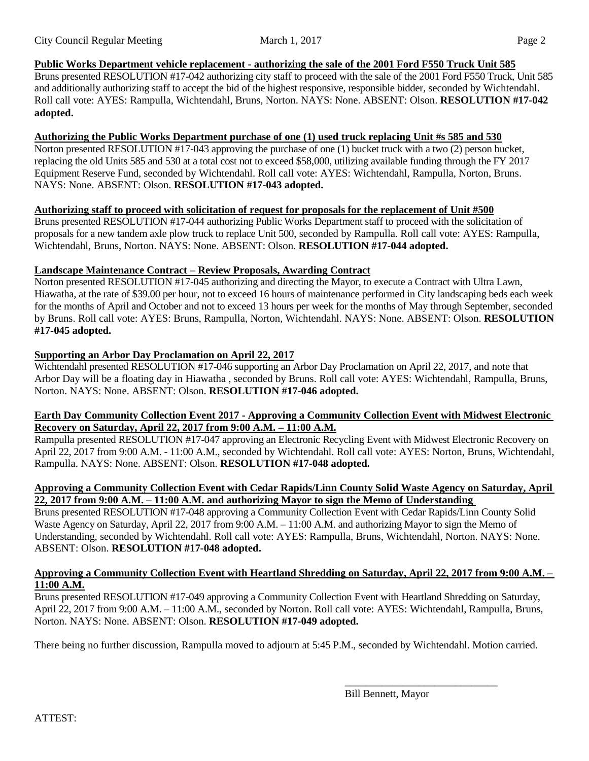**Public Works Department vehicle replacement - authorizing the sale of the 2001 Ford F550 Truck Unit 585**

Bruns presented RESOLUTION #17-042 authorizing city staff to proceed with the sale of the 2001 Ford F550 Truck, Unit 585 and additionally authorizing staff to accept the bid of the highest responsive, responsible bidder, seconded by Wichtendahl. Roll call vote: AYES: Rampulla, Wichtendahl, Bruns, Norton. NAYS: None. ABSENT: Olson. **RESOLUTION #17-042 adopted.**

**Authorizing the Public Works Department purchase of one (1) used truck replacing Unit #s 585 and 530**

Norton presented RESOLUTION #17-043 approving the purchase of one (1) bucket truck with a two (2) person bucket, replacing the old Units 585 and 530 at a total cost not to exceed $58,000, utilizing available funding through the FY 2017 Equipment Reserve Fund, seconded by Wichtendahl. Roll call vote: AYES: Wichtendahl, Rampulla, Norton, Bruns. NAYS: None. ABSENT: Olson. **RESOLUTION #17-043 adopted.**

**Authorizing staff to proceed with solicitation of request for proposals for the replacement of Unit #500**

Bruns presented RESOLUTION #17-044 authorizing Public Works Department staff to proceed with the solicitation of proposals for a new tandem axle plow truck to replace Unit 500, seconded by Rampulla. Roll call vote: AYES: Rampulla, Wichtendahl, Bruns, Norton. NAYS: None. ABSENT: Olson. **RESOLUTION #17-044 adopted.**

**Landscape Maintenance Contract – Review Proposals, Awarding Contract**

Norton presented RESOLUTION #17-045 authorizing and directing the Mayor, to execute a Contract with Ultra Lawn, Hiawatha, at the rate of $39.00 per hour, not to exceed 16 hours of maintenance performed in City landscaping beds each week for the months of April and October and not to exceed 13 hours per week for the months of May through September, seconded by Bruns. Roll call vote: AYES: Bruns, Rampulla, Norton, Wichtendahl. NAYS: None. ABSENT: Olson. **RESOLUTION #17-045 adopted.**

**Supporting an Arbor Day Proclamation on April 22, 2017**

Wichtendahl presented RESOLUTION #17-046 supporting an Arbor Day Proclamation on April 22, 2017, and note that Arbor Day will be a floating day in Hiawatha , seconded by Bruns. Roll call vote: AYES: Wichtendahl, Rampulla, Bruns, Norton. NAYS: None. ABSENT: Olson. **RESOLUTION #17-046 adopted.**

**Earth Day Community Collection Event 2017 - Approving a Community Collection Event with Midwest Electronic Recovery on Saturday, April 22, 2017 from 9:00 A.M. – 11:00 A.M.**

Rampulla presented RESOLUTION #17-047 approving an Electronic Recycling Event with Midwest Electronic Recovery on April 22, 2017 from 9:00 A.M. - 11:00 A.M., seconded by Wichtendahl. Roll call vote: AYES: Norton, Bruns, Wichtendahl, Rampulla. NAYS: None. ABSENT: Olson. **RESOLUTION #17-048 adopted.**

**Approving a Community Collection Event with Cedar Rapids/Linn County Solid Waste Agency on Saturday, April 22, 2017 from 9:00 A.M. – 11:00 A.M. and authorizing Mayor to sign the Memo of Understanding**

Bruns presented RESOLUTION #17-048 approving a Community Collection Event with Cedar Rapids/Linn County Solid Waste Agency on Saturday, April 22, 2017 from 9:00 A.M. – 11:00 A.M. and authorizing Mayor to sign the Memo of Understanding, seconded by Wichtendahl. Roll call vote: AYES: Rampulla, Bruns, Wichtendahl, Norton. NAYS: None. ABSENT: Olson. **RESOLUTION #17-048 adopted.**

**Approving a Community Collection Event with Heartland Shredding on Saturday, April 22, 2017 from 9:00 A.M. – 11:00 A.M.**

Bruns presented RESOLUTION #17-049 approving a Community Collection Event with Heartland Shredding on Saturday, April 22, 2017 from 9:00 A.M. – 11:00 A.M., seconded by Norton. Roll call vote: AYES: Wichtendahl, Rampulla, Bruns, Norton. NAYS: None. ABSENT: Olson. **RESOLUTION #17-049 adopted.**

There being no further discussion, Rampulla moved to adjourn at 5:45 P.M., seconded by Wichtendahl. Motion carried.

\_\_\_\_\_\_\_\_\_\_\_\_\_\_\_\_\_\_\_\_\_\_\_\_\_\_\_\_\_\_

Bill Bennett, Mayor

ATTEST: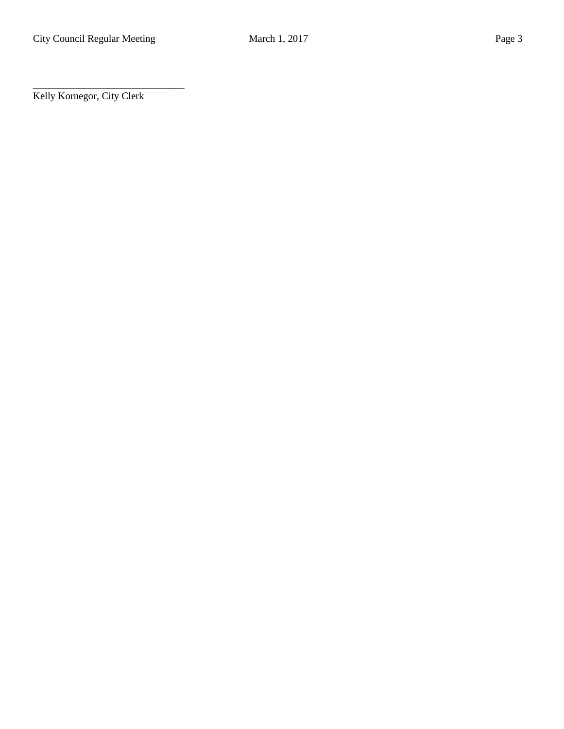______________________________
Kelly Kornegor, City Clerk